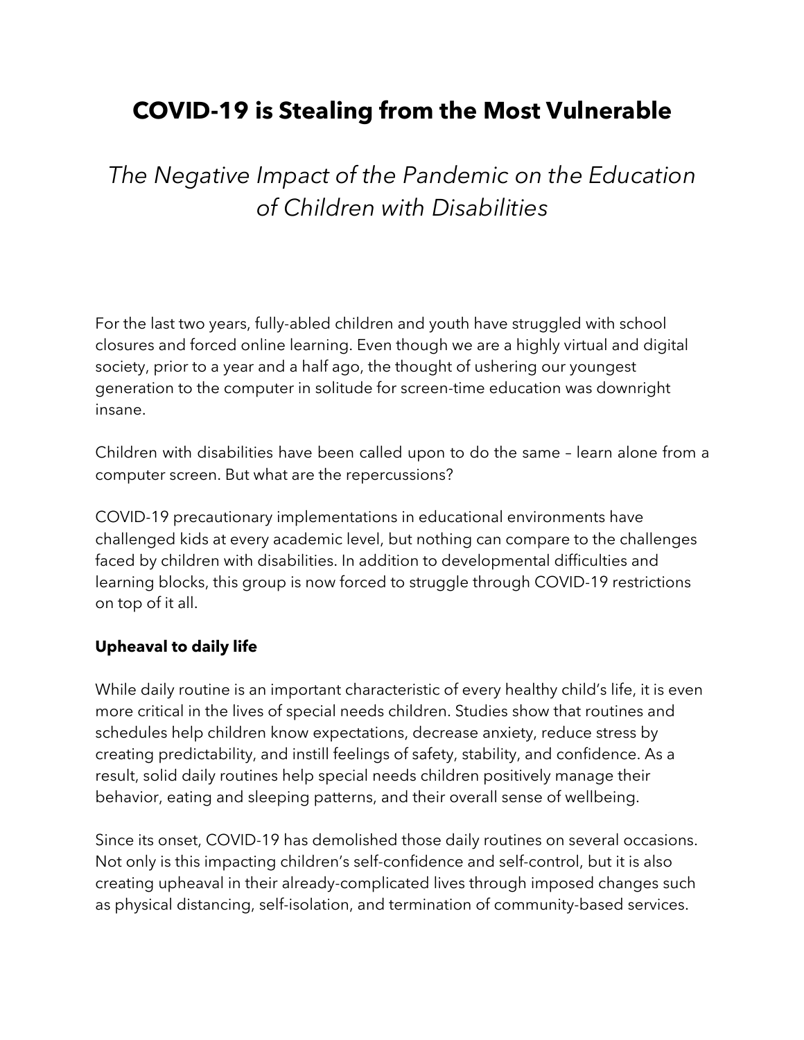# COVID-19 is Stealing from the Most Vulnerable

## *The Negative Impact of the Pandemic on the Education of Children with Disabilities*

For the last two years, fully-abled children and youth have struggled with school closures and forced online learning. Even though we are a highly virtual and digital society, prior to a year and a half ago, the thought of ushering our youngest generation to the computer in solitude for screen-time education was downright insane.

Children with disabilities have been called upon to do the same – learn alone from a computer screen. But what are the repercussions?

COVID-19 precautionary implementations in educational environments have challenged kids at every academic level, but nothing can compare to the challenges faced by children with disabilities. In addition to developmental difficulties and learning blocks, this group is now forced to struggle through COVID-19 restrictions on top of it all.

**Upheaval to daily life**

While daily routine is an important characteristic of every healthy child's life, it is even more critical in the lives of special needs children. Studies show that routines and schedules help children know expectations, decrease anxiety, reduce stress by creating predictability, and instill feelings of safety, stability, and confidence. As a result, solid daily routines help special needs children positively manage their behavior, eating and sleeping patterns, and their overall sense of wellbeing.

Since its onset, COVID-19 has demolished those daily routines on several occasions. Not only is this impacting children's self-confidence and self-control, but it is also creating upheaval in their already-complicated lives through imposed changes such as physical distancing, self-isolation, and termination of community-based services.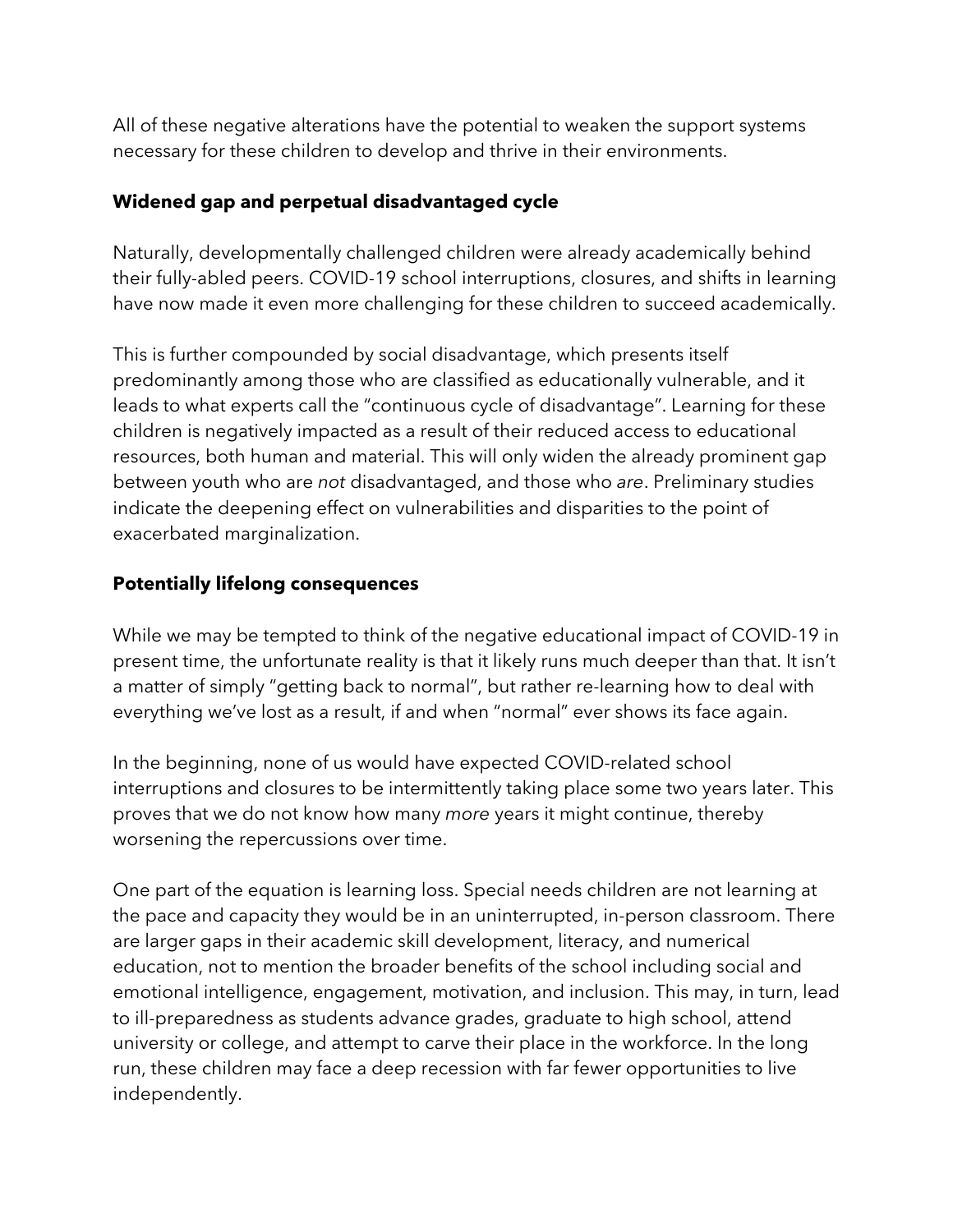All of these negative alterations have the potential to weaken the support systems necessary for these children to develop and thrive in their environments.

## Widened gap and perpetual disadvantaged cycle

Naturally, developmentally challenged children were already academically behind their fully-abled peers. COVID-19 school interruptions, closures, and shifts in learning have now made it even more challenging for these children to succeed academically.

This is further compounded by social disadvantage, which presents itself predominantly among those who are classified as educationally vulnerable, and it leads to what experts call the "continuous cycle of disadvantage". Learning for these children is negatively impacted as a result of their reduced access to educational resources, both human and material. This will only widen the already prominent gap between youth who are *not* disadvantaged, and those who *are*. Preliminary studies indicate the deepening effect on vulnerabilities and disparities to the point of exacerbated marginalization.

## Potentially lifelong consequences

While we may be tempted to think of the negative educational impact of COVID-19 in present time, the unfortunate reality is that it likely runs much deeper than that. It isn't a matter of simply "getting back to normal", but rather re-learning how to deal with everything we've lost as a result, if and when "normal" ever shows its face again.

In the beginning, none of us would have expected COVID-related school interruptions and closures to be intermittently taking place some two years later. This proves that we do not know how many *more* years it might continue, thereby worsening the repercussions over time.

One part of the equation is learning loss. Special needs children are not learning at the pace and capacity they would be in an uninterrupted, in-person classroom. There are larger gaps in their academic skill development, literacy, and numerical education, not to mention the broader benefits of the school including social and emotional intelligence, engagement, motivation, and inclusion. This may, in turn, lead to ill-preparedness as students advance grades, graduate to high school, attend university or college, and attempt to carve their place in the workforce. In the long run, these children may face a deep recession with far fewer opportunities to live independently.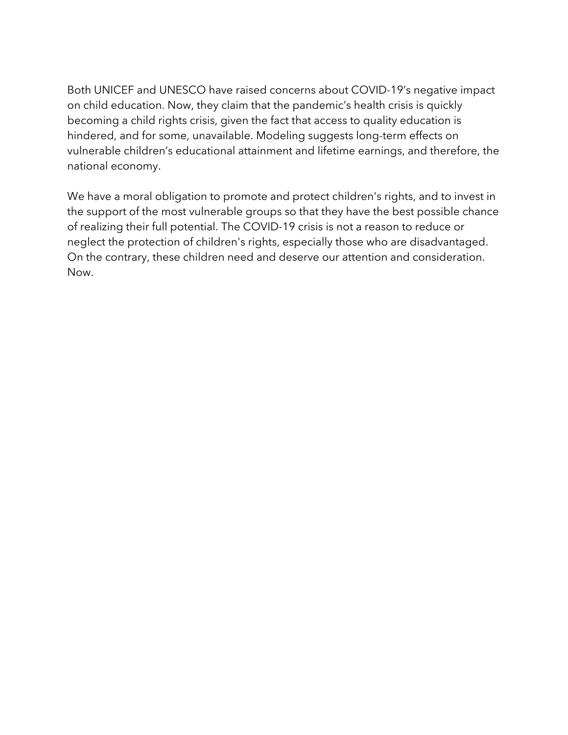Both UNICEF and UNESCO have raised concerns about COVID-19's negative impact on child education. Now, they claim that the pandemic's health crisis is quickly becoming a child rights crisis, given the fact that access to quality education is hindered, and for some, unavailable. Modeling suggests long-term effects on vulnerable children's educational attainment and lifetime earnings, and therefore, the national economy.

We have a moral obligation to promote and protect children's rights, and to invest in the support of the most vulnerable groups so that they have the best possible chance of realizing their full potential. The COVID-19 crisis is not a reason to reduce or neglect the protection of children's rights, especially those who are disadvantaged. On the contrary, these children need and deserve our attention and consideration. Now.